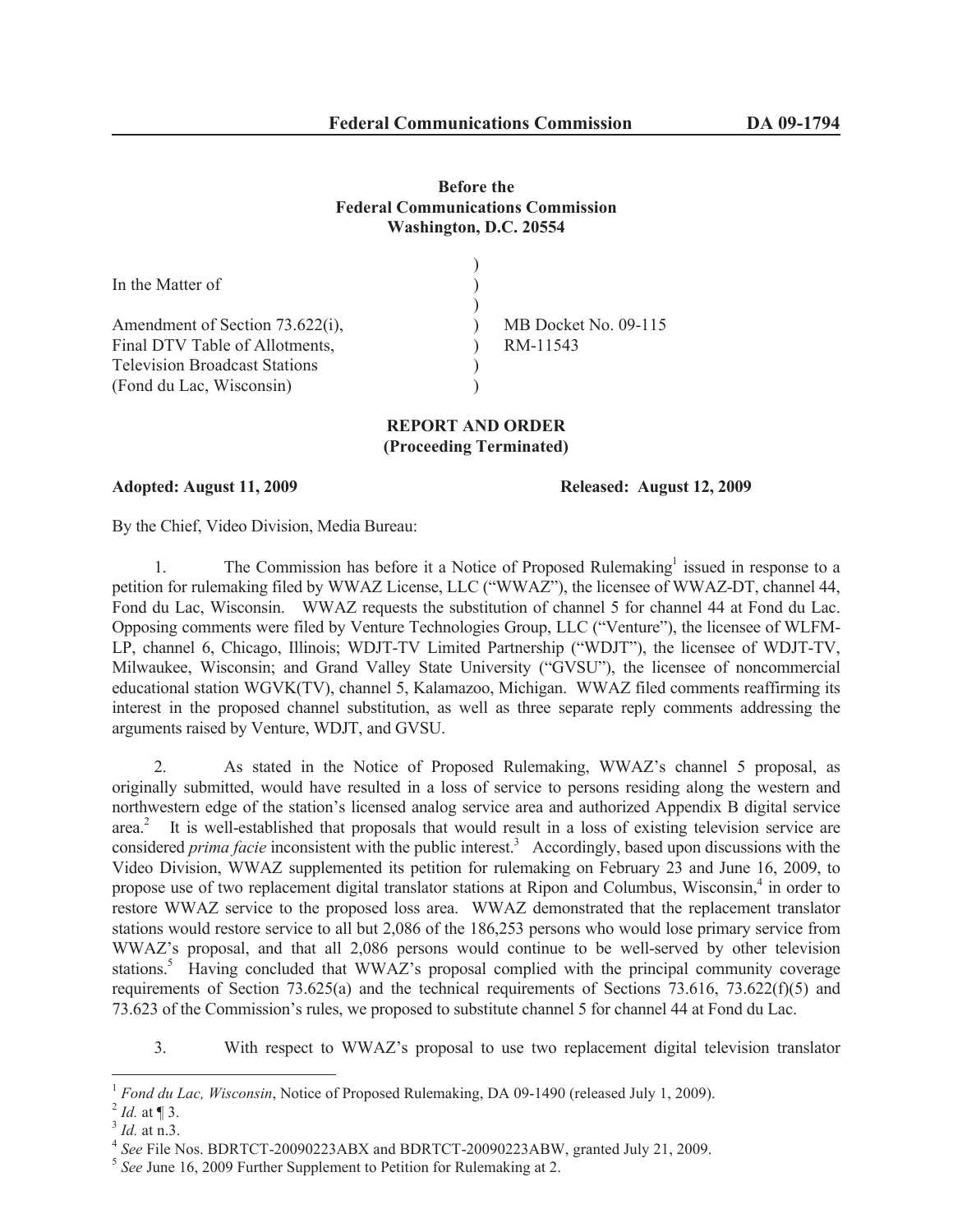**Before the**
**Federal Communications Commission**
**Washington, D.C. 20554**

| | | |
|---|---|---|
| In the Matter of | ) | |
| | ) | |
| Amendment of Section 73.622(i), | ) | MB Docket No. 09-115 |
| Final DTV Table of Allotments, | ) | RM-11543 |
| Television Broadcast Stations | ) | |
| (Fond du Lac, Wisconsin) | ) | |

**REPORT AND ORDER**
**(Proceeding Terminated)**

**Adopted: August 11, 2009** **Released: August 12, 2009**

By the Chief, Video Division, Media Bureau:

1. The Commission has before it a Notice of Proposed Rulemaking[1] issued in response to a petition for rulemaking filed by WWAZ License, LLC ("WWAZ"), the licensee of WWAZ-DT, channel 44, Fond du Lac, Wisconsin. WWAZ requests the substitution of channel 5 for channel 44 at Fond du Lac. Opposing comments were filed by Venture Technologies Group, LLC ("Venture"), the licensee of WLFM-LP, channel 6, Chicago, Illinois; WDJT-TV Limited Partnership ("WDJT"), the licensee of WDJT-TV, Milwaukee, Wisconsin; and Grand Valley State University ("GVSU"), the licensee of noncommercial educational station WGVK(TV), channel 5, Kalamazoo, Michigan. WWAZ filed comments reaffirming its interest in the proposed channel substitution, as well as three separate reply comments addressing the arguments raised by Venture, WDJT, and GVSU.

2. As stated in the Notice of Proposed Rulemaking, WWAZ's channel 5 proposal, as originally submitted, would have resulted in a loss of service to persons residing along the western and northwestern edge of the station's licensed analog service area and authorized Appendix B digital service area.[2] It is well-established that proposals that would result in a loss of existing television service are considered *prima facie* inconsistent with the public interest.[3] Accordingly, based upon discussions with the Video Division, WWAZ supplemented its petition for rulemaking on February 23 and June 16, 2009, to propose use of two replacement digital translator stations at Ripon and Columbus, Wisconsin,[4] in order to restore WWAZ service to the proposed loss area. WWAZ demonstrated that the replacement translator stations would restore service to all but 2,086 of the 186,253 persons who would lose primary service from WWAZ's proposal, and that all 2,086 persons would continue to be well-served by other television stations.[5] Having concluded that WWAZ's proposal complied with the principal community coverage requirements of Section 73.625(a) and the technical requirements of Sections 73.616, 73.622(f)(5) and 73.623 of the Commission's rules, we proposed to substitute channel 5 for channel 44 at Fond du Lac.

3. With respect to WWAZ's proposal to use two replacement digital television translator

---

[1] *Fond du Lac, Wisconsin*, Notice of Proposed Rulemaking, DA 09-1490 (released July 1, 2009).

[2] *Id.* at ¶ 3.

[3] *Id.* at n.3.

[4] *See* File Nos. BDRTCT-20090223ABX and BDRTCT-20090223ABW, granted July 21, 2009.

[5] *See* June 16, 2009 Further Supplement to Petition for Rulemaking at 2.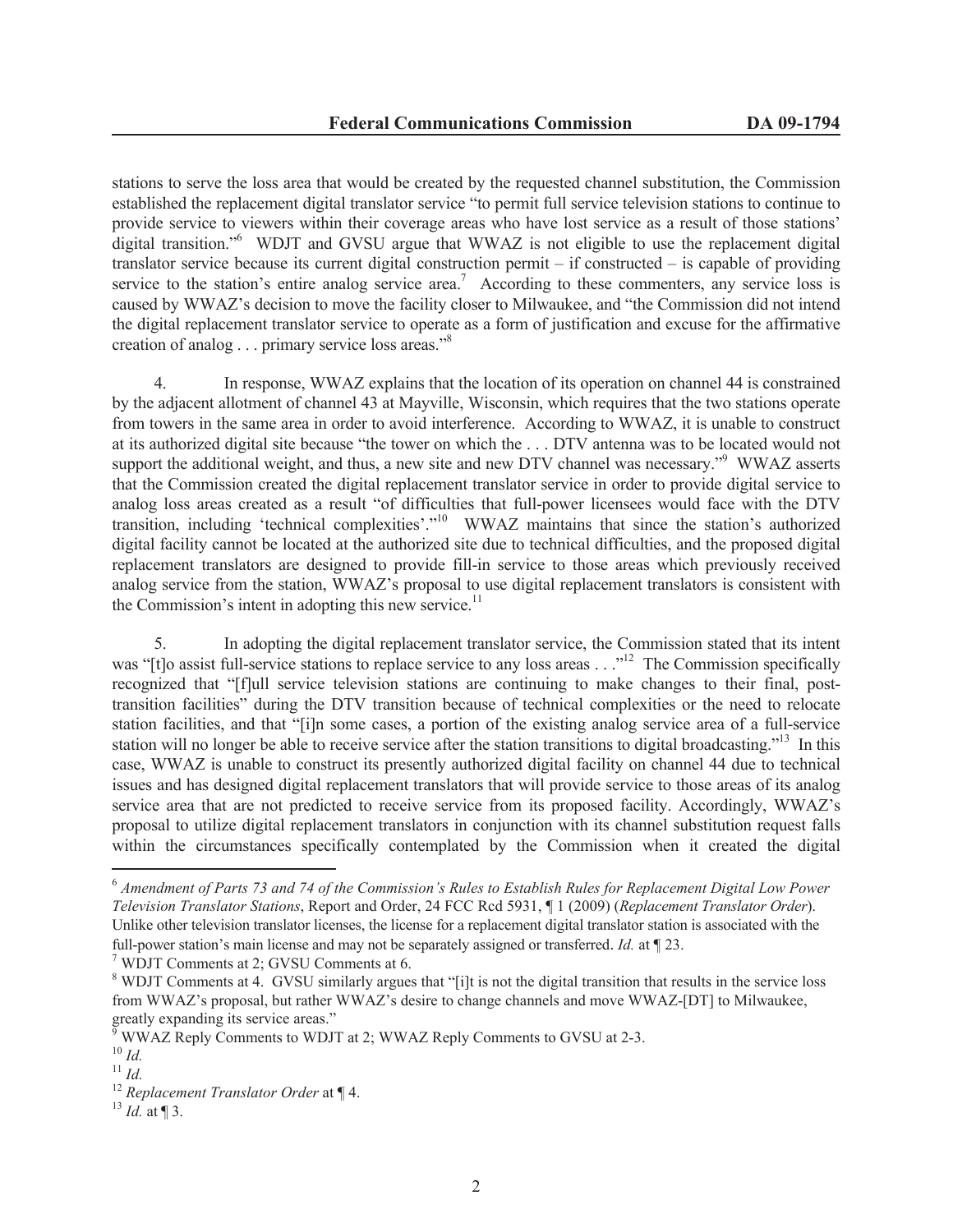stations to serve the loss area that would be created by the requested channel substitution, the Commission established the replacement digital translator service "to permit full service television stations to continue to provide service to viewers within their coverage areas who have lost service as a result of those stations' digital transition."[6] WDJT and GVSU argue that WWAZ is not eligible to use the replacement digital translator service because its current digital construction permit – if constructed – is capable of providing service to the station's entire analog service area.[7] According to these commenters, any service loss is caused by WWAZ's decision to move the facility closer to Milwaukee, and "the Commission did not intend the digital replacement translator service to operate as a form of justification and excuse for the affirmative creation of analog . . . primary service loss areas."[8]

4. In response, WWAZ explains that the location of its operation on channel 44 is constrained by the adjacent allotment of channel 43 at Mayville, Wisconsin, which requires that the two stations operate from towers in the same area in order to avoid interference. According to WWAZ, it is unable to construct at its authorized digital site because "the tower on which the . . . DTV antenna was to be located would not support the additional weight, and thus, a new site and new DTV channel was necessary."[9] WWAZ asserts that the Commission created the digital replacement translator service in order to provide digital service to analog loss areas created as a result "of difficulties that full-power licensees would face with the DTV transition, including 'technical complexities'."[10] WWAZ maintains that since the station's authorized digital facility cannot be located at the authorized site due to technical difficulties, and the proposed digital replacement translators are designed to provide fill-in service to those areas which previously received analog service from the station, WWAZ's proposal to use digital replacement translators is consistent with the Commission's intent in adopting this new service.[11]

5. In adopting the digital replacement translator service, the Commission stated that its intent was "[t]o assist full-service stations to replace service to any loss areas . . ."[12] The Commission specifically recognized that "[f]ull service television stations are continuing to make changes to their final, post-transition facilities" during the DTV transition because of technical complexities or the need to relocate station facilities, and that "[i]n some cases, a portion of the existing analog service area of a full-service station will no longer be able to receive service after the station transitions to digital broadcasting."[13] In this case, WWAZ is unable to construct its presently authorized digital facility on channel 44 due to technical issues and has designed digital replacement translators that will provide service to those areas of its analog service area that are not predicted to receive service from its proposed facility. Accordingly, WWAZ's proposal to utilize digital replacement translators in conjunction with its channel substitution request falls within the circumstances specifically contemplated by the Commission when it created the digital

---

[6] *Amendment of Parts 73 and 74 of the Commission's Rules to Establish Rules for Replacement Digital Low Power Television Translator Stations*, Report and Order, 24 FCC Rcd 5931, ¶ 1 (2009) (*Replacement Translator Order*). Unlike other television translator licenses, the license for a replacement digital translator station is associated with the full-power station's main license and may not be separately assigned or transferred. *Id.* at ¶ 23.

[7] WDJT Comments at 2; GVSU Comments at 6.

[8] WDJT Comments at 4. GVSU similarly argues that "[i]t is not the digital transition that results in the service loss from WWAZ's proposal, but rather WWAZ's desire to change channels and move WWAZ-[DT] to Milwaukee, greatly expanding its service areas."

[9] WWAZ Reply Comments to WDJT at 2; WWAZ Reply Comments to GVSU at 2-3.

[10] *Id.*

[11] *Id.*

[12] *Replacement Translator Order* at ¶ 4.

[13] *Id.* at ¶ 3.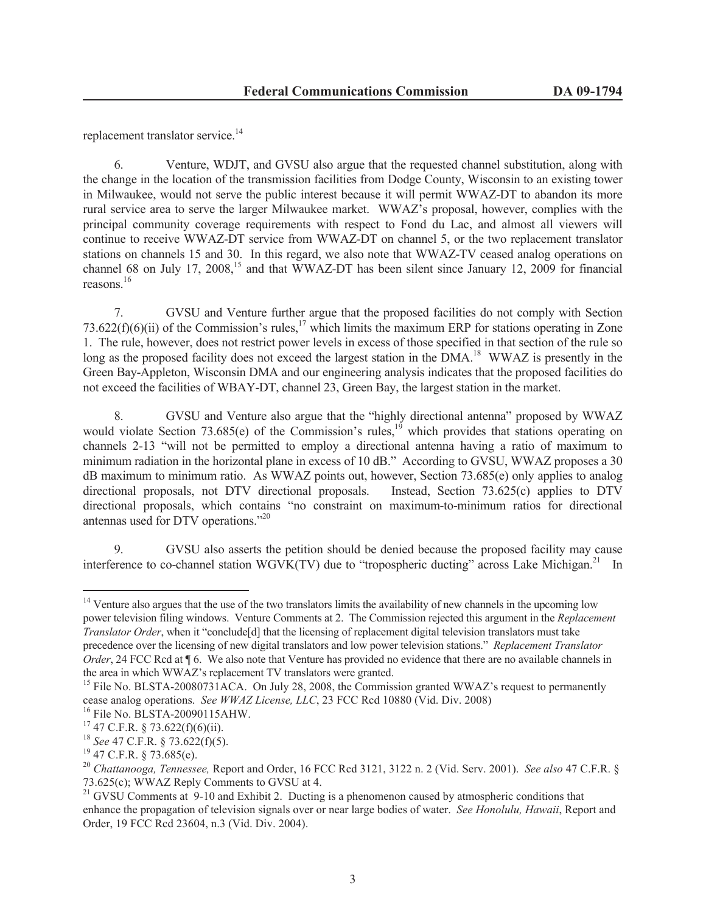replacement translator service.[14]

6. Venture, WDJT, and GVSU also argue that the requested channel substitution, along with the change in the location of the transmission facilities from Dodge County, Wisconsin to an existing tower in Milwaukee, would not serve the public interest because it will permit WWAZ-DT to abandon its more rural service area to serve the larger Milwaukee market. WWAZ's proposal, however, complies with the principal community coverage requirements with respect to Fond du Lac, and almost all viewers will continue to receive WWAZ-DT service from WWAZ-DT on channel 5, or the two replacement translator stations on channels 15 and 30. In this regard, we also note that WWAZ-TV ceased analog operations on channel 68 on July 17, 2008,[15] and that WWAZ-DT has been silent since January 12, 2009 for financial reasons.[16]

7. GVSU and Venture further argue that the proposed facilities do not comply with Section 73.622(f)(6)(ii) of the Commission's rules,[17] which limits the maximum ERP for stations operating in Zone 1. The rule, however, does not restrict power levels in excess of those specified in that section of the rule so long as the proposed facility does not exceed the largest station in the DMA.[18] WWAZ is presently in the Green Bay-Appleton, Wisconsin DMA and our engineering analysis indicates that the proposed facilities do not exceed the facilities of WBAY-DT, channel 23, Green Bay, the largest station in the market.

8. GVSU and Venture also argue that the "highly directional antenna" proposed by WWAZ would violate Section 73.685(e) of the Commission's rules,[19] which provides that stations operating on channels 2-13 "will not be permitted to employ a directional antenna having a ratio of maximum to minimum radiation in the horizontal plane in excess of 10 dB." According to GVSU, WWAZ proposes a 30 dB maximum to minimum ratio. As WWAZ points out, however, Section 73.685(e) only applies to analog directional proposals, not DTV directional proposals. Instead, Section 73.625(c) applies to DTV directional proposals, which contains "no constraint on maximum-to-minimum ratios for directional antennas used for DTV operations."[20]

9. GVSU also asserts the petition should be denied because the proposed facility may cause interference to co-channel station WGVK(TV) due to "tropospheric ducting" across Lake Michigan.[21] In

---

[14] Venture also argues that the use of the two translators limits the availability of new channels in the upcoming low power television filing windows. Venture Comments at 2. The Commission rejected this argument in the *Replacement Translator Order*, when it "conclude[d] that the licensing of replacement digital television translators must take precedence over the licensing of new digital translators and low power television stations." *Replacement Translator Order*, 24 FCC Rcd at ¶ 6. We also note that Venture has provided no evidence that there are no available channels in the area in which WWAZ's replacement TV translators were granted.

[15] File No. BLSTA-20080731ACA. On July 28, 2008, the Commission granted WWAZ's request to permanently cease analog operations. *See WWAZ License, LLC*, 23 FCC Rcd 10880 (Vid. Div. 2008)

[16] File No. BLSTA-20090115AHW.

[17] 47 C.F.R. § 73.622(f)(6)(ii).

[18] *See* 47 C.F.R. § 73.622(f)(5).

[19] 47 C.F.R. § 73.685(e).

[20] *Chattanooga, Tennessee,* Report and Order, 16 FCC Rcd 3121, 3122 n. 2 (Vid. Serv. 2001). *See also* 47 C.F.R. § 73.625(c); WWAZ Reply Comments to GVSU at 4.

[21] GVSU Comments at 9-10 and Exhibit 2. Ducting is a phenomenon caused by atmospheric conditions that enhance the propagation of television signals over or near large bodies of water. *See Honolulu, Hawaii*, Report and Order, 19 FCC Rcd 23604, n.3 (Vid. Div. 2004).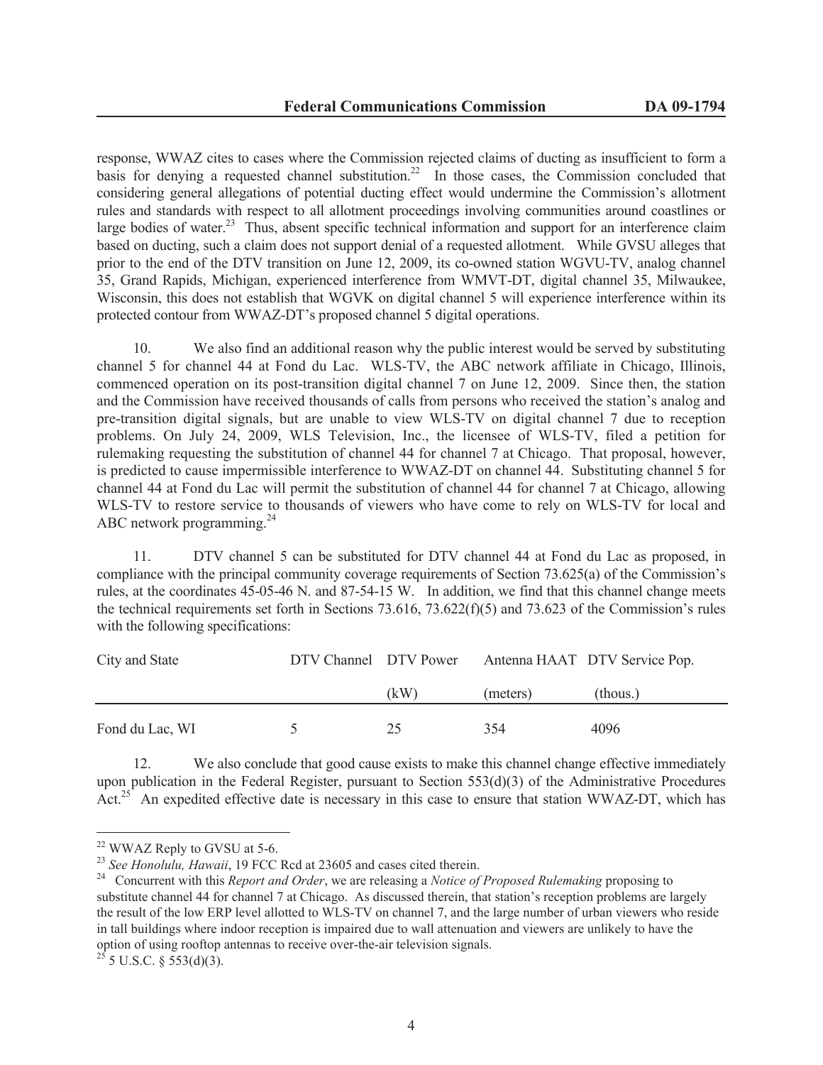response, WWAZ cites to cases where the Commission rejected claims of ducting as insufficient to form a basis for denying a requested channel substitution.[22] In those cases, the Commission concluded that considering general allegations of potential ducting effect would undermine the Commission's allotment rules and standards with respect to all allotment proceedings involving communities around coastlines or large bodies of water.[23] Thus, absent specific technical information and support for an interference claim based on ducting, such a claim does not support denial of a requested allotment. While GVSU alleges that prior to the end of the DTV transition on June 12, 2009, its co-owned station WGVU-TV, analog channel 35, Grand Rapids, Michigan, experienced interference from WMVT-DT, digital channel 35, Milwaukee, Wisconsin, this does not establish that WGVK on digital channel 5 will experience interference within its protected contour from WWAZ-DT's proposed channel 5 digital operations.

10. We also find an additional reason why the public interest would be served by substituting channel 5 for channel 44 at Fond du Lac. WLS-TV, the ABC network affiliate in Chicago, Illinois, commenced operation on its post-transition digital channel 7 on June 12, 2009. Since then, the station and the Commission have received thousands of calls from persons who received the station's analog and pre-transition digital signals, but are unable to view WLS-TV on digital channel 7 due to reception problems. On July 24, 2009, WLS Television, Inc., the licensee of WLS-TV, filed a petition for rulemaking requesting the substitution of channel 44 for channel 7 at Chicago. That proposal, however, is predicted to cause impermissible interference to WWAZ-DT on channel 44. Substituting channel 5 for channel 44 at Fond du Lac will permit the substitution of channel 44 for channel 7 at Chicago, allowing WLS-TV to restore service to thousands of viewers who have come to rely on WLS-TV for local and ABC network programming.[24]

11. DTV channel 5 can be substituted for DTV channel 44 at Fond du Lac as proposed, in compliance with the principal community coverage requirements of Section 73.625(a) of the Commission's rules, at the coordinates 45-05-46 N. and 87-54-15 W. In addition, we find that this channel change meets the technical requirements set forth in Sections 73.616, 73.622(f)(5) and 73.623 of the Commission's rules with the following specifications:

| City and State | DTV Channel | DTV Power (kW) | Antenna HAAT (meters) | DTV Service Pop. (thous.) |
|---|---|---|---|---|
| Fond du Lac, WI | 5 | 25 | 354 | 4096 |

12. We also conclude that good cause exists to make this channel change effective immediately upon publication in the Federal Register, pursuant to Section 553(d)(3) of the Administrative Procedures Act.[25] An expedited effective date is necessary in this case to ensure that station WWAZ-DT, which has

---

[22] WWAZ Reply to GVSU at 5-6.

[23] *See Honolulu, Hawaii*, 19 FCC Rcd at 23605 and cases cited therein.

[24] Concurrent with this *Report and Order*, we are releasing a *Notice of Proposed Rulemaking* proposing to substitute channel 44 for channel 7 at Chicago. As discussed therein, that station's reception problems are largely the result of the low ERP level allotted to WLS-TV on channel 7, and the large number of urban viewers who reside in tall buildings where indoor reception is impaired due to wall attenuation and viewers are unlikely to have the option of using rooftop antennas to receive over-the-air television signals.

[25] 5 U.S.C. § 553(d)(3).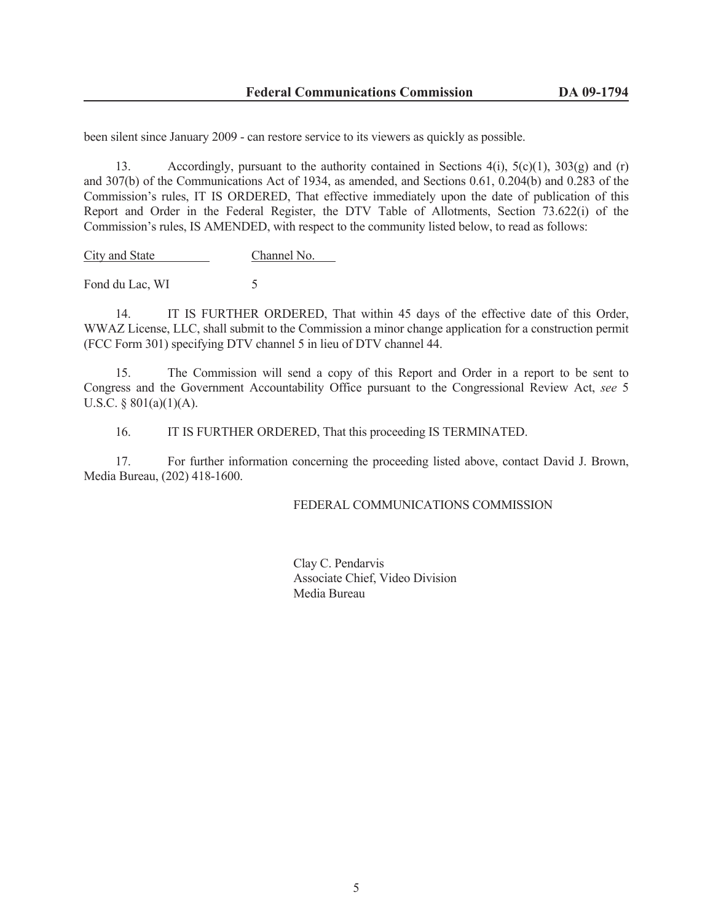been silent since January 2009 - can restore service to its viewers as quickly as possible.

13. Accordingly, pursuant to the authority contained in Sections 4(i), 5(c)(1), 303(g) and (r) and 307(b) of the Communications Act of 1934, as amended, and Sections 0.61, 0.204(b) and 0.283 of the Commission's rules, IT IS ORDERED, That effective immediately upon the date of publication of this Report and Order in the Federal Register, the DTV Table of Allotments, Section 73.622(i) of the Commission's rules, IS AMENDED, with respect to the community listed below, to read as follows:

| City and State | Channel No. |
| --- | --- |
| Fond du Lac, WI | 5 |

14. IT IS FURTHER ORDERED, That within 45 days of the effective date of this Order, WWAZ License, LLC, shall submit to the Commission a minor change application for a construction permit (FCC Form 301) specifying DTV channel 5 in lieu of DTV channel 44.

15. The Commission will send a copy of this Report and Order in a report to be sent to Congress and the Government Accountability Office pursuant to the Congressional Review Act, *see* 5 U.S.C. § 801(a)(1)(A).

16. IT IS FURTHER ORDERED, That this proceeding IS TERMINATED.

17. For further information concerning the proceeding listed above, contact David J. Brown, Media Bureau, (202) 418-1600.

FEDERAL COMMUNICATIONS COMMISSION

Clay C. Pendarvis
Associate Chief, Video Division
Media Bureau